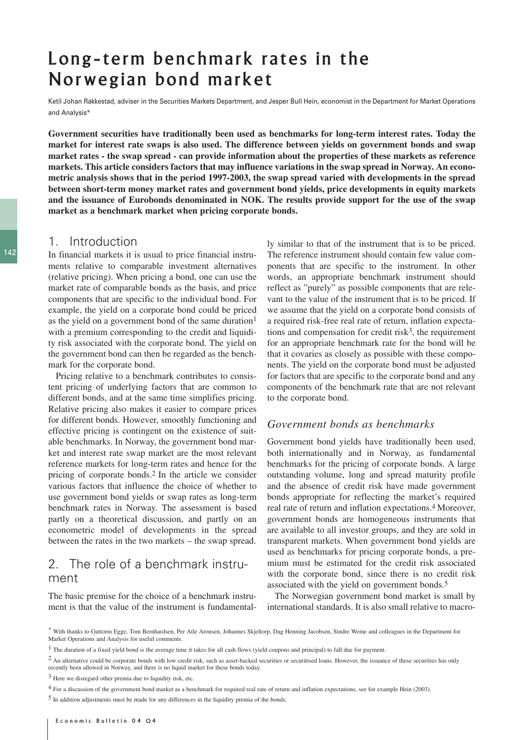# Long-term benchmark rates in the Norwegian bond market

Ketil Johan Rakkestad, adviser in the Securities Markets Department, and Jesper Bull Hein, economist in the Department for Market Operations and Analysis*

**Government securities have traditionally been used as benchmarks for long-term interest rates. Today the market for interest rate swaps is also used. The difference between yields on government bonds and swap market rates - the swap spread - can provide information about the properties of these markets as reference markets. This article considers factors that may influence variations in the swap spread in Norway. An econometric analysis shows that in the period 1997-2003, the swap spread varied with developments in the spread between short-term money market rates and government bond yields, price developments in equity markets and the issuance of Eurobonds denominated in NOK. The results provide support for the use of the swap market as a benchmark market when pricing corporate bonds.**

## 1. Introduction

In financial markets it is usual to price financial instruments relative to comparable investment alternatives (relative pricing). When pricing a bond, one can use the market rate of comparable bonds as the basis, and price components that are specific to the individual bond. For example, the yield on a corporate bond could be priced as the yield on a government bond of the same duration[1] with a premium corresponding to the credit and liquidity risk associated with the corporate bond. The yield on the government bond can then be regarded as the benchmark for the corporate bond.

Pricing relative to a benchmark contributes to consistent pricing of underlying factors that are common to different bonds, and at the same time simplifies pricing. Relative pricing also makes it easier to compare prices for different bonds. However, smoothly functioning and effective pricing is contingent on the existence of suitable benchmarks. In Norway, the government bond market and interest rate swap market are the most relevant reference markets for long-term rates and hence for the pricing of corporate bonds.[2] In the article we consider various factors that influence the choice of whether to use government bond yields or swap rates as long-term benchmark rates in Norway. The assessment is based partly on a theoretical discussion, and partly on an econometric model of developments in the spread between the rates in the two markets – the swap spread.

## 2. The role of a benchmark instrument

The basic premise for the choice of a benchmark instrument is that the value of the instrument is fundamentally similar to that of the instrument that is to be priced. The reference instrument should contain few value components that are specific to the instrument. In other words, an appropriate benchmark instrument should reflect as "purely" as possible components that are relevant to the value of the instrument that is to be priced. If we assume that the yield on a corporate bond consists of a required risk-free real rate of return, inflation expectations and compensation for credit risk[3], the requirement for an appropriate benchmark rate for the bond will be that it covaries as closely as possible with these components. The yield on the corporate bond must be adjusted for factors that are specific to the corporate bond and any components of the benchmark rate that are not relevant to the corporate bond.

### *Government bonds as benchmarks*

Government bond yields have traditionally been used, both internationally and in Norway, as fundamental benchmarks for the pricing of corporate bonds. A large outstanding volume, long and spread maturity profile and the absence of credit risk have made government bonds appropriate for reflecting the market's required real rate of return and inflation expectations.[4] Moreover, government bonds are homogeneous instruments that are available to all investor groups, and they are sold in transparent markets. When government bond yields are used as benchmarks for pricing corporate bonds, a premium must be estimated for the credit risk associated with the corporate bond, since there is no credit risk associated with the yield on government bonds.[5]

The Norwegian government bond market is small by international standards. It is also small relative to macro-

---

\* With thanks to Guttorm Egge, Tom Bernhardsen, Per Atle Aronsen, Johannes Skjeltorp, Dag Henning Jacobsen, Sindre Weme and colleagues in the Department for Market Operations and Analysis for useful comments.

[1] The duration of a fixed yield bond is the average time it takes for all cash flows (yield coupons and principal) to fall due for payment.

[2] An alternative could be corporate bonds with low credit risk, such as asset-backed securities or securitised loans. However, the issuance of these securities has only recently been allowed in Norway, and there is no liquid market for these bonds today.

[3] Here we disregard other premia due to liquidity risk, etc.

[4] For a discussion of the government bond market as a benchmark for required real rate of return and inflation expectations, see for example Hein (2003).

[5] In addition adjustments must be made for any differences in the liquidity premia of the bonds.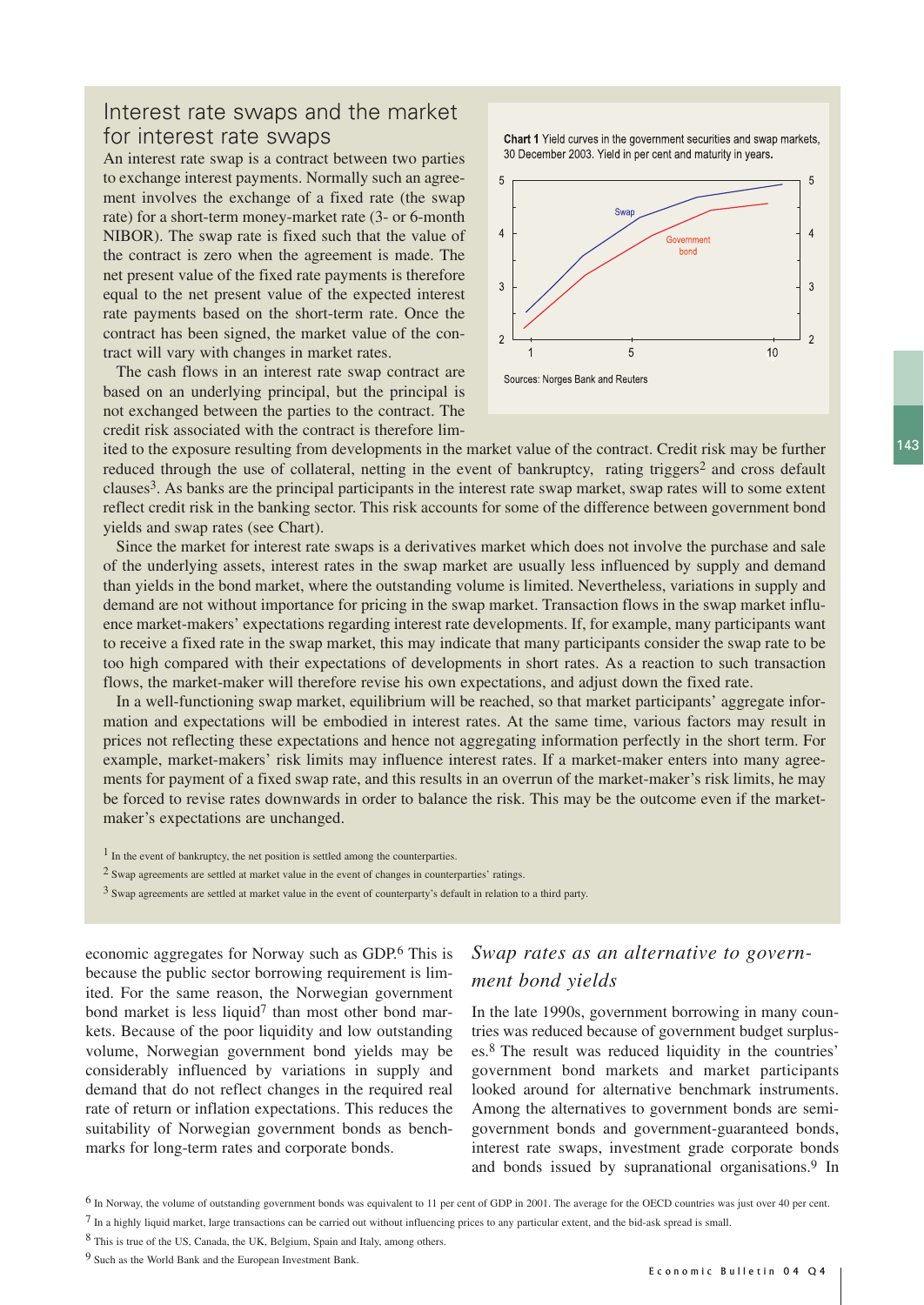## Interest rate swaps and the market for interest rate swaps

An interest rate swap is a contract between two parties to exchange interest payments. Normally such an agreement involves the exchange of a fixed rate (the swap rate) for a short-term money-market rate (3- or 6-month NIBOR). The swap rate is fixed such that the value of the contract is zero when the agreement is made. The net present value of the fixed rate payments is therefore equal to the net present value of the expected interest rate payments based on the short-term rate. Once the contract has been signed, the market value of the contract will vary with changes in market rates.

**Chart 1** Yield curves in the government securities and swap markets, 30 December 2003. Yield in per cent and maturity in years.

Sources: Norges Bank and Reuters

The cash flows in an interest rate swap contract are based on an underlying principal, but the principal is not exchanged between the parties to the contract. The credit risk associated with the contract is therefore limited to the exposure resulting from developments in the market value of the contract. Credit risk may be further reduced through the use of collateral, netting in the event of bankruptcy, rating triggers[2] and cross default clauses[3]. As banks are the principal participants in the interest rate swap market, swap rates will to some extent reflect credit risk in the banking sector. This risk accounts for some of the difference between government bond yields and swap rates (see Chart).

Since the market for interest rate swaps is a derivatives market which does not involve the purchase and sale of the underlying assets, interest rates in the swap market are usually less influenced by supply and demand than yields in the bond market, where the outstanding volume is limited. Nevertheless, variations in supply and demand are not without importance for pricing in the swap market. Transaction flows in the swap market influence market-makers' expectations regarding interest rate developments. If, for example, many participants want to receive a fixed rate in the swap market, this may indicate that many participants consider the swap rate to be too high compared with their expectations of developments in short rates. As a reaction to such transaction flows, the market-maker will therefore revise his own expectations, and adjust down the fixed rate.

In a well-functioning swap market, equilibrium will be reached, so that market participants' aggregate information and expectations will be embodied in interest rates. At the same time, various factors may result in prices not reflecting these expectations and hence not aggregating information perfectly in the short term. For example, market-makers' risk limits may influence interest rates. If a market-maker enters into many agreements for payment of a fixed swap rate, and this results in an overrun of the market-maker's risk limits, he may be forced to revise rates downwards in order to balance the risk. This may be the outcome even if the market-maker's expectations are unchanged.

[1] In the event of bankruptcy, the net position is settled among the counterparties.

[2] Swap agreements are settled at market value in the event of changes in counterparties' ratings.

[3] Swap agreements are settled at market value in the event of counterparty's default in relation to a third party.

economic aggregates for Norway such as GDP.[6] This is because the public sector borrowing requirement is limited. For the same reason, the Norwegian government bond market is less liquid[7] than most other bond markets. Because of the poor liquidity and low outstanding volume, Norwegian government bond yields may be considerably influenced by variations in supply and demand that do not reflect changes in the required real rate of return or inflation expectations. This reduces the suitability of Norwegian government bonds as benchmarks for long-term rates and corporate bonds.

### *Swap rates as an alternative to government bond yields*

In the late 1990s, government borrowing in many countries was reduced because of government budget surpluses.[8] The result was reduced liquidity in the countries' government bond markets and market participants looked around for alternative benchmark instruments. Among the alternatives to government bonds are semi-government bonds and government-guaranteed bonds, interest rate swaps, investment grade corporate bonds and bonds issued by supranational organisations.[9] In

[6] In Norway, the volume of outstanding government bonds was equivalent to 11 per cent of GDP in 2001. The average for the OECD countries was just over 40 per cent.

[7] In a highly liquid market, large transactions can be carried out without influencing prices to any particular extent, and the bid-ask spread is small.

[8] This is true of the US, Canada, the UK, Belgium, Spain and Italy, among others.

[9] Such as the World Bank and the European Investment Bank.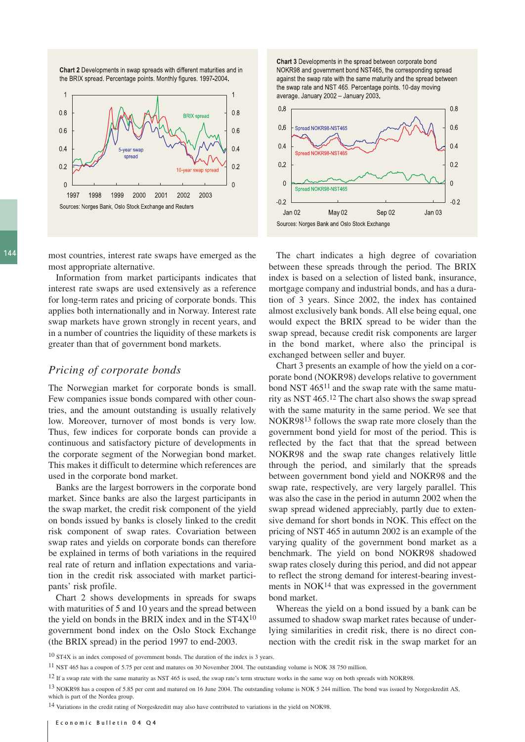**Chart 2** Developments in swap spreads with different maturities and in the BRIX spread. Percentage points. Monthly figures. 1997-2004.

Sources: Norges Bank, Oslo Stock Exchange and Reuters

**Chart 3** Developments in the spread between corporate bond NOKR98 and government bond NST465, the corresponding spread against the swap rate with the same maturity and the spread between the swap rate and NST 465. Percentage points. 10-day moving average. January 2002 – January 2003.

Sources: Norges Bank and Oslo Stock Exchange

most countries, interest rate swaps have emerged as the most appropriate alternative.

Information from market participants indicates that interest rate swaps are used extensively as a reference for long-term rates and pricing of corporate bonds. This applies both internationally and in Norway. Interest rate swap markets have grown strongly in recent years, and in a number of countries the liquidity of these markets is greater than that of government bond markets.

## *Pricing of corporate bonds*

The Norwegian market for corporate bonds is small. Few companies issue bonds compared with other countries, and the amount outstanding is usually relatively low. Moreover, turnover of most bonds is very low. Thus, few indices for corporate bonds can provide a continuous and satisfactory picture of developments in the corporate segment of the Norwegian bond market. This makes it difficult to determine which references are used in the corporate bond market.

Banks are the largest borrowers in the corporate bond market. Since banks are also the largest participants in the swap market, the credit risk component of the yield on bonds issued by banks is closely linked to the credit risk component of swap rates. Covariation between swap rates and yields on corporate bonds can therefore be explained in terms of both variations in the required real rate of return and inflation expectations and variation in the credit risk associated with market participants' risk profile.

Chart 2 shows developments in spreads for swaps with maturities of 5 and 10 years and the spread between the yield on bonds in the BRIX index and in the ST4X[10] government bond index on the Oslo Stock Exchange (the BRIX spread) in the period 1997 to end-2003.

The chart indicates a high degree of covariation between these spreads through the period. The BRIX index is based on a selection of listed bank, insurance, mortgage company and industrial bonds, and has a duration of 3 years. Since 2002, the index has contained almost exclusively bank bonds. All else being equal, one would expect the BRIX spread to be wider than the swap spread, because credit risk components are larger in the bond market, where also the principal is exchanged between seller and buyer.

Chart 3 presents an example of how the yield on a corporate bond (NOKR98) develops relative to government bond NST 465[11] and the swap rate with the same maturity as NST 465.[12] The chart also shows the swap spread with the same maturity in the same period. We see that NOKR98[13] follows the swap rate more closely than the government bond yield for most of the period. This is reflected by the fact that the spread between NOKR98 and the swap rate changes relatively little through the period, and similarly that the spreads between government bond yield and NOKR98 and the swap rate, respectively, are very largely parallel. This was also the case in the period in autumn 2002 when the swap spread widened appreciably, partly due to extensive demand for short bonds in NOK. This effect on the pricing of NST 465 in autumn 2002 is an example of the varying quality of the government bond market as a benchmark. The yield on bond NOKR98 shadowed swap rates closely during this period, and did not appear to reflect the strong demand for interest-bearing investments in NOK[14] that was expressed in the government bond market.

Whereas the yield on a bond issued by a bank can be assumed to shadow swap market rates because of underlying similarities in credit risk, there is no direct connection with the credit risk in the swap market for an

[10] ST4X is an index composed of government bonds. The duration of the index is 3 years.

[11] NST 465 has a coupon of 5.75 per cent and matures on 30 November 2004. The outstanding volume is NOK 38 750 million.

[12] If a swap rate with the same maturity as NST 465 is used, the swap rate's term structure works in the same way on both spreads with NOKR98.

[13] NOKR98 has a coupon of 5.85 per cent and matured on 16 June 2004. The outstanding volume is NOK 5 244 million. The bond was issued by Norgeskreditt AS, which is part of the Nordea group.

[14] Variations in the credit rating of Norgeskreditt may also have contributed to variations in the yield on NOK98.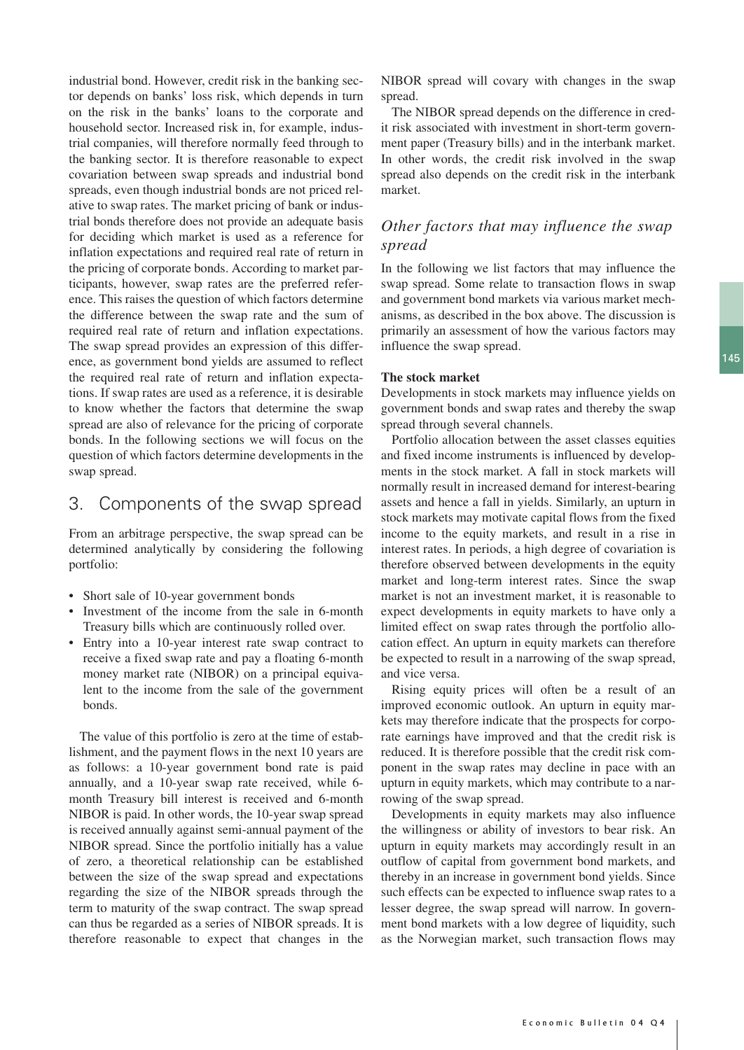industrial bond. However, credit risk in the banking sector depends on banks' loss risk, which depends in turn on the risk in the banks' loans to the corporate and household sector. Increased risk in, for example, industrial companies, will therefore normally feed through to the banking sector. It is therefore reasonable to expect covariation between swap spreads and industrial bond spreads, even though industrial bonds are not priced relative to swap rates. The market pricing of bank or industrial bonds therefore does not provide an adequate basis for deciding which market is used as a reference for inflation expectations and required real rate of return in the pricing of corporate bonds. According to market participants, however, swap rates are the preferred reference. This raises the question of which factors determine the difference between the swap rate and the sum of required real rate of return and inflation expectations. The swap spread provides an expression of this difference, as government bond yields are assumed to reflect the required real rate of return and inflation expectations. If swap rates are used as a reference, it is desirable to know whether the factors that determine the swap spread are also of relevance for the pricing of corporate bonds. In the following sections we will focus on the question of which factors determine developments in the swap spread.

## 3. Components of the swap spread

From an arbitrage perspective, the swap spread can be determined analytically by considering the following portfolio:

- Short sale of 10-year government bonds
- Investment of the income from the sale in 6-month Treasury bills which are continuously rolled over.
- Entry into a 10-year interest rate swap contract to receive a fixed swap rate and pay a floating 6-month money market rate (NIBOR) on a principal equivalent to the income from the sale of the government bonds.

The value of this portfolio is zero at the time of establishment, and the payment flows in the next 10 years are as follows: a 10-year government bond rate is paid annually, and a 10-year swap rate received, while 6-month Treasury bill interest is received and 6-month NIBOR is paid. In other words, the 10-year swap spread is received annually against semi-annual payment of the NIBOR spread. Since the portfolio initially has a value of zero, a theoretical relationship can be established between the size of the swap spread and expectations regarding the size of the NIBOR spreads through the term to maturity of the swap contract. The swap spread can thus be regarded as a series of NIBOR spreads. It is therefore reasonable to expect that changes in the NIBOR spread will covary with changes in the swap spread.

The NIBOR spread depends on the difference in credit risk associated with investment in short-term government paper (Treasury bills) and in the interbank market. In other words, the credit risk involved in the swap spread also depends on the credit risk in the interbank market.

### *Other factors that may influence the swap spread*

In the following we list factors that may influence the swap spread. Some relate to transaction flows in swap and government bond markets via various market mechanisms, as described in the box above. The discussion is primarily an assessment of how the various factors may influence the swap spread.

**The stock market**

Developments in stock markets may influence yields on government bonds and swap rates and thereby the swap spread through several channels.

Portfolio allocation between the asset classes equities and fixed income instruments is influenced by developments in the stock market. A fall in stock markets will normally result in increased demand for interest-bearing assets and hence a fall in yields. Similarly, an upturn in stock markets may motivate capital flows from the fixed income to the equity markets, and result in a rise in interest rates. In periods, a high degree of covariation is therefore observed between developments in the equity market and long-term interest rates. Since the swap market is not an investment market, it is reasonable to expect developments in equity markets to have only a limited effect on swap rates through the portfolio allocation effect. An upturn in equity markets can therefore be expected to result in a narrowing of the swap spread, and vice versa.

Rising equity prices will often be a result of an improved economic outlook. An upturn in equity markets may therefore indicate that the prospects for corporate earnings have improved and that the credit risk is reduced. It is therefore possible that the credit risk component in the swap rates may decline in pace with an upturn in equity markets, which may contribute to a narrowing of the swap spread.

Developments in equity markets may also influence the willingness or ability of investors to bear risk. An upturn in equity markets may accordingly result in an outflow of capital from government bond markets, and thereby in an increase in government bond yields. Since such effects can be expected to influence swap rates to a lesser degree, the swap spread will narrow. In government bond markets with a low degree of liquidity, such as the Norwegian market, such transaction flows may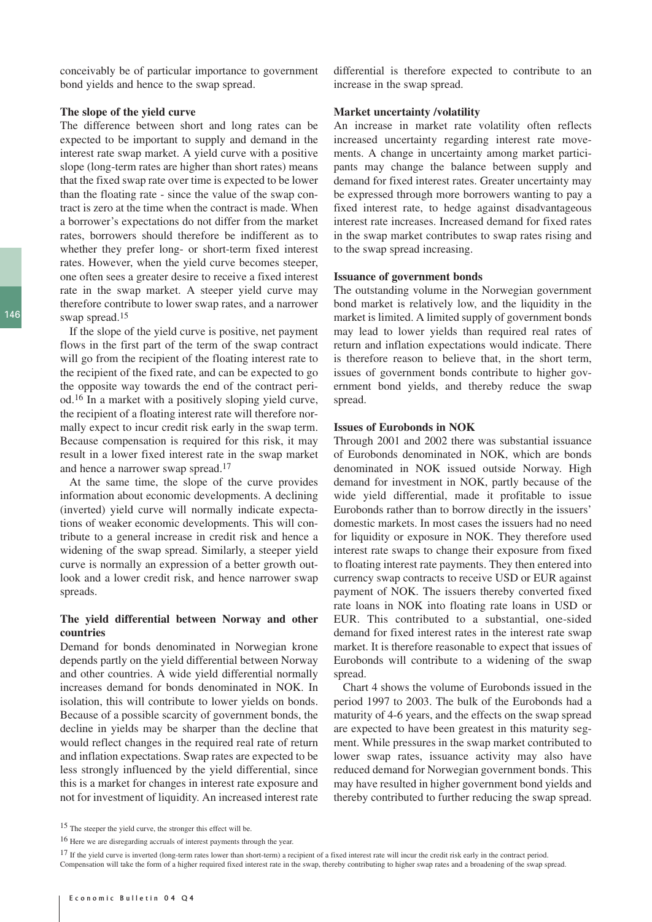conceivably be of particular importance to government bond yields and hence to the swap spread.

**The slope of the yield curve**

The difference between short and long rates can be expected to be important to supply and demand in the interest rate swap market. A yield curve with a positive slope (long-term rates are higher than short rates) means that the fixed swap rate over time is expected to be lower than the floating rate - since the value of the swap contract is zero at the time when the contract is made. When a borrower's expectations do not differ from the market rates, borrowers should therefore be indifferent as to whether they prefer long- or short-term fixed interest rates. However, when the yield curve becomes steeper, one often sees a greater desire to receive a fixed interest rate in the swap market. A steeper yield curve may therefore contribute to lower swap rates, and a narrower swap spread.[15]

If the slope of the yield curve is positive, net payment flows in the first part of the term of the swap contract will go from the recipient of the floating interest rate to the recipient of the fixed rate, and can be expected to go the opposite way towards the end of the contract period.[16] In a market with a positively sloping yield curve, the recipient of a floating interest rate will therefore normally expect to incur credit risk early in the swap term. Because compensation is required for this risk, it may result in a lower fixed interest rate in the swap market and hence a narrower swap spread.[17]

At the same time, the slope of the curve provides information about economic developments. A declining (inverted) yield curve will normally indicate expectations of weaker economic developments. This will contribute to a general increase in credit risk and hence a widening of the swap spread. Similarly, a steeper yield curve is normally an expression of a better growth outlook and a lower credit risk, and hence narrower swap spreads.

**The yield differential between Norway and other countries**

Demand for bonds denominated in Norwegian krone depends partly on the yield differential between Norway and other countries. A wide yield differential normally increases demand for bonds denominated in NOK. In isolation, this will contribute to lower yields on bonds. Because of a possible scarcity of government bonds, the decline in yields may be sharper than the decline that would reflect changes in the required real rate of return and inflation expectations. Swap rates are expected to be less strongly influenced by the yield differential, since this is a market for changes in interest rate exposure and not for investment of liquidity. An increased interest rate differential is therefore expected to contribute to an increase in the swap spread.

**Market uncertainty /volatility**

An increase in market rate volatility often reflects increased uncertainty regarding interest rate movements. A change in uncertainty among market participants may change the balance between supply and demand for fixed interest rates. Greater uncertainty may be expressed through more borrowers wanting to pay a fixed interest rate, to hedge against disadvantageous interest rate increases. Increased demand for fixed rates in the swap market contributes to swap rates rising and to the swap spread increasing.

**Issuance of government bonds**

The outstanding volume in the Norwegian government bond market is relatively low, and the liquidity in the market is limited. A limited supply of government bonds may lead to lower yields than required real rates of return and inflation expectations would indicate. There is therefore reason to believe that, in the short term, issues of government bonds contribute to higher government bond yields, and thereby reduce the swap spread.

**Issues of Eurobonds in NOK**

Through 2001 and 2002 there was substantial issuance of Eurobonds denominated in NOK, which are bonds denominated in NOK issued outside Norway. High demand for investment in NOK, partly because of the wide yield differential, made it profitable to issue Eurobonds rather than to borrow directly in the issuers' domestic markets. In most cases the issuers had no need for liquidity or exposure in NOK. They therefore used interest rate swaps to change their exposure from fixed to floating interest rate payments. They then entered into currency swap contracts to receive USD or EUR against payment of NOK. The issuers thereby converted fixed rate loans in NOK into floating rate loans in USD or EUR. This contributed to a substantial, one-sided demand for fixed interest rates in the interest rate swap market. It is therefore reasonable to expect that issues of Eurobonds will contribute to a widening of the swap spread.

Chart 4 shows the volume of Eurobonds issued in the period 1997 to 2003. The bulk of the Eurobonds had a maturity of 4-6 years, and the effects on the swap spread are expected to have been greatest in this maturity segment. While pressures in the swap market contributed to lower swap rates, issuance activity may also have reduced demand for Norwegian government bonds. This may have resulted in higher government bond yields and thereby contributed to further reducing the swap spread.

---

[15] The steeper the yield curve, the stronger this effect will be.

[16] Here we are disregarding accruals of interest payments through the year.

[17] If the yield curve is inverted (long-term rates lower than short-term) a recipient of a fixed interest rate will incur the credit risk early in the contract period. Compensation will take the form of a higher required fixed interest rate in the swap, thereby contributing to higher swap rates and a broadening of the swap spread.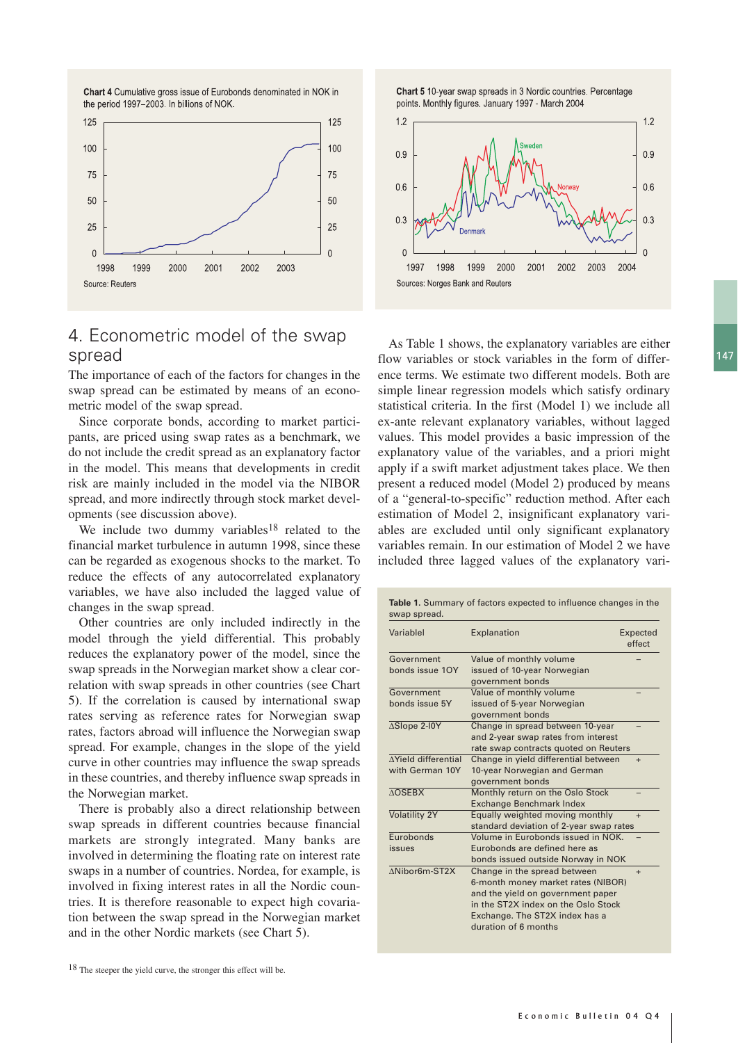**Chart 4** Cumulative gross issue of Eurobonds denominated in NOK in the period 1997–2003. In billions of NOK.

Source: Reuters

**Chart 5** 10-year swap spreads in 3 Nordic countries. Percentage points. Monthly figures. January 1997 - March 2004

Sources: Norges Bank and Reuters

## 4. Econometric model of the swap spread

The importance of each of the factors for changes in the swap spread can be estimated by means of an econometric model of the swap spread.

Since corporate bonds, according to market participants, are priced using swap rates as a benchmark, we do not include the credit spread as an explanatory factor in the model. This means that developments in credit risk are mainly included in the model via the NIBOR spread, and more indirectly through stock market developments (see discussion above).

We include two dummy variables[18] related to the financial market turbulence in autumn 1998, since these can be regarded as exogenous shocks to the market. To reduce the effects of any autocorrelated explanatory variables, we have also included the lagged value of changes in the swap spread.

Other countries are only included indirectly in the model through the yield differential. This probably reduces the explanatory power of the model, since the swap spreads in the Norwegian market show a clear correlation with swap spreads in other countries (see Chart 5). If the correlation is caused by international swap rates serving as reference rates for Norwegian swap rates, factors abroad will influence the Norwegian swap spread. For example, changes in the slope of the yield curve in other countries may influence the swap spreads in these countries, and thereby influence swap spreads in the Norwegian market.

There is probably also a direct relationship between swap spreads in different countries because financial markets are strongly integrated. Many banks are involved in determining the floating rate on interest rate swaps in a number of countries. Nordea, for example, is involved in fixing interest rates in all the Nordic countries. It is therefore reasonable to expect high covariation between the swap spread in the Norwegian market and in the other Nordic markets (see Chart 5).

As Table 1 shows, the explanatory variables are either flow variables or stock variables in the form of difference terms. We estimate two different models. Both are simple linear regression models which satisfy ordinary statistical criteria. In the first (Model 1) we include all ex-ante relevant explanatory variables, without lagged values. This model provides a basic impression of the explanatory value of the variables, and a priori might apply if a swift market adjustment takes place. We then present a reduced model (Model 2) produced by means of a "general-to-specific" reduction method. After each estimation of Model 2, insignificant explanatory variables are excluded until only significant explanatory variables remain. In our estimation of Model 2 we have included three lagged values of the explanatory vari-

**Table 1.** Summary of factors expected to influence changes in the swap spread.

| Variabel | Explanation | Expected effect |
|---|---|---|
| Government bonds issue 10Y | Value of monthly volume issued of 10-year Norwegian government bonds | – |
| Government bonds issue 5Y | Value of monthly volume issued of 5-year Norwegian government bonds | – |
| ΔSlope 2-10Y | Change in spread between 10-year and 2-year swap rates from interest rate swap contracts quoted on Reuters | – |
| ΔYield differential with German 10Y | Change in yield differential between 10-year Norwegian and German government bonds | + |
| ΔOSEBX | Monthly return on the Oslo Stock Exchange Benchmark Index | – |
| Volatility 2Y | Equally weighted moving monthly standard deviation of 2-year swap rates | + |
| Eurobonds issues | Volume in Eurobonds issued in NOK. Eurobonds are defined here as bonds issued outside Norway in NOK | – |
| ΔNibor6m-ST2X | Change in the spread between 6-month money market rates (NIBOR) and the yield on government paper in the ST2X index on the Oslo Stock Exchange. The ST2X index has a duration of 6 months | + |

[18] The steeper the yield curve, the stronger this effect will be.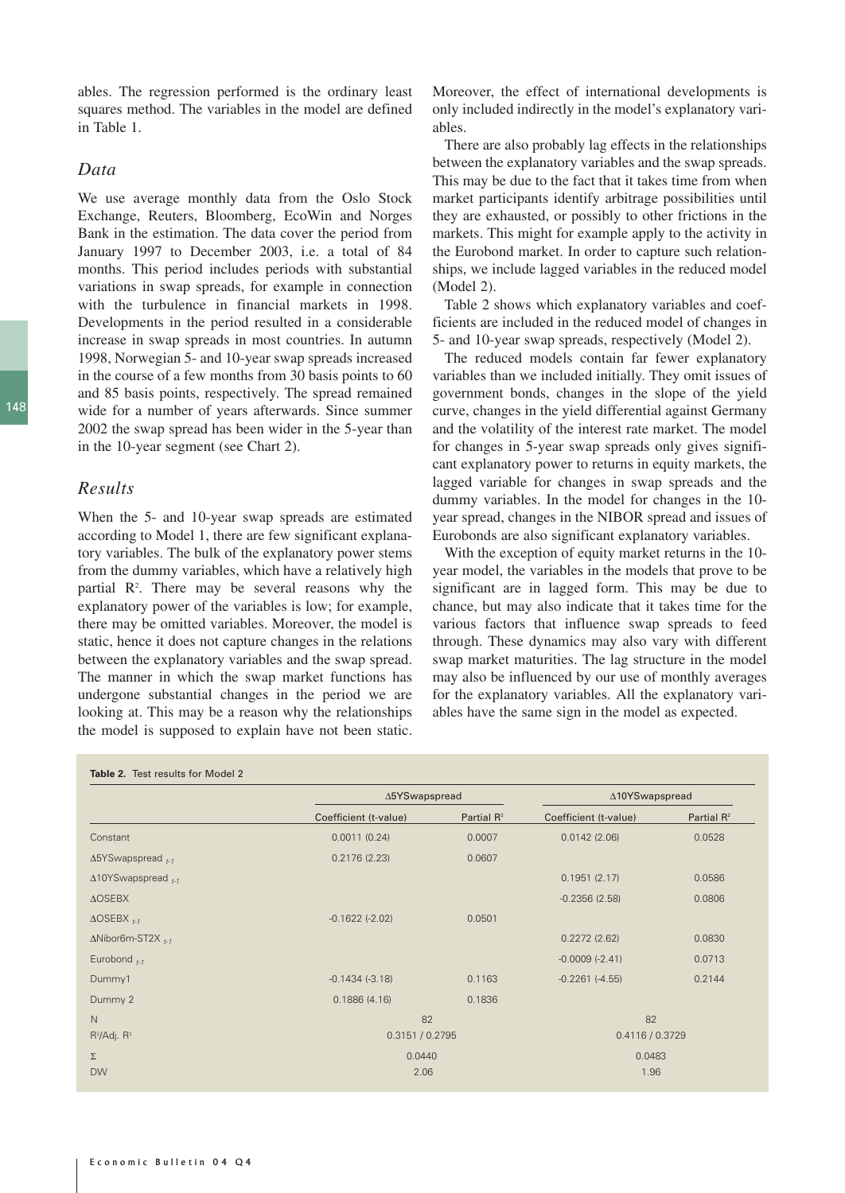ables. The regression performed is the ordinary least squares method. The variables in the model are defined in Table 1.

### *Data*

We use average monthly data from the Oslo Stock Exchange, Reuters, Bloomberg, EcoWin and Norges Bank in the estimation. The data cover the period from January 1997 to December 2003, i.e. a total of 84 months. This period includes periods with substantial variations in swap spreads, for example in connection with the turbulence in financial markets in 1998. Developments in the period resulted in a considerable increase in swap spreads in most countries. In autumn 1998, Norwegian 5- and 10-year swap spreads increased in the course of a few months from 30 basis points to 60 and 85 basis points, respectively. The spread remained wide for a number of years afterwards. Since summer 2002 the swap spread has been wider in the 5-year than in the 10-year segment (see Chart 2).

### *Results*

When the 5- and 10-year swap spreads are estimated according to Model 1, there are few significant explanatory variables. The bulk of the explanatory power stems from the dummy variables, which have a relatively high partial $R^2$. There may be several reasons why the explanatory power of the variables is low; for example, there may be omitted variables. Moreover, the model is static, hence it does not capture changes in the relations between the explanatory variables and the swap spread. The manner in which the swap market functions has undergone substantial changes in the period we are looking at. This may be a reason why the relationships the model is supposed to explain have not been static. Moreover, the effect of international developments is only included indirectly in the model's explanatory variables.

There are also probably lag effects in the relationships between the explanatory variables and the swap spreads. This may be due to the fact that it takes time from when market participants identify arbitrage possibilities until they are exhausted, or possibly to other frictions in the markets. This might for example apply to the activity in the Eurobond market. In order to capture such relationships, we include lagged variables in the reduced model (Model 2).

Table 2 shows which explanatory variables and coefficients are included in the reduced model of changes in 5- and 10-year swap spreads, respectively (Model 2).

The reduced models contain far fewer explanatory variables than we included initially. They omit issues of government bonds, changes in the slope of the yield curve, changes in the yield differential against Germany and the volatility of the interest rate market. The model for changes in 5-year swap spreads only gives significant explanatory power to returns in equity markets, the lagged variable for changes in swap spreads and the dummy variables. In the model for changes in the 10-year spread, changes in the NIBOR spread and issues of Eurobonds are also significant explanatory variables.

With the exception of equity market returns in the 10-year model, the variables in the models that prove to be significant are in lagged form. This may be due to chance, but may also indicate that it takes time for the various factors that influence swap spreads to feed through. These dynamics may also vary with different swap market maturities. The lag structure in the model may also be influenced by our use of monthly averages for the explanatory variables. All the explanatory variables have the same sign in the model as expected.

**Table 2.** Test results for Model 2

| | Δ5YSwapspread | | Δ10YSwapspread | |
|---|---|---|---|---|
| | Coefficient (t-value) | Partial $R^2$ | Coefficient (t-value) | Partial $R^2$ |
| Constant | 0.0011 (0.24) | 0.0007 | 0.0142 (2.06) | 0.0528 |
| $\Delta$5YSwapspread $_{t-1}$ | 0.2176 (2.23) | 0.0607 | | |
| $\Delta$10YSwapspread $_{t-1}$ | | | 0.1951 (2.17) | 0.0586 |
| ΔOSEBX | | | -0.2356 (2.58) | 0.0806 |
| ΔOSEBX $_{t-1}$ | -0.1622 (-2.02) | 0.0501 | | |
| ΔNibor6m-ST2X $_{t-1}$ | | | 0.2272 (2.62) | 0.0830 |
| Eurobond $_{t-1}$ | | | -0.0009 (-2.41) | 0.0713 |
| Dummy1 | -0.1434 (-3.18) | 0.1163 | -0.2261 (-4.55) | 0.2144 |
| Dummy 2 | 0.1886 (4.16) | 0.1836 | | |
| N | 82 | | 82 | |
| $R^2$/Adj. $R^2$ | 0.3151 / 0.2795 | | 0.4116 / 0.3729 | |
| Σ | 0.0440 | | 0.0483 | |
| DW | 2.06 | | 1.96 | |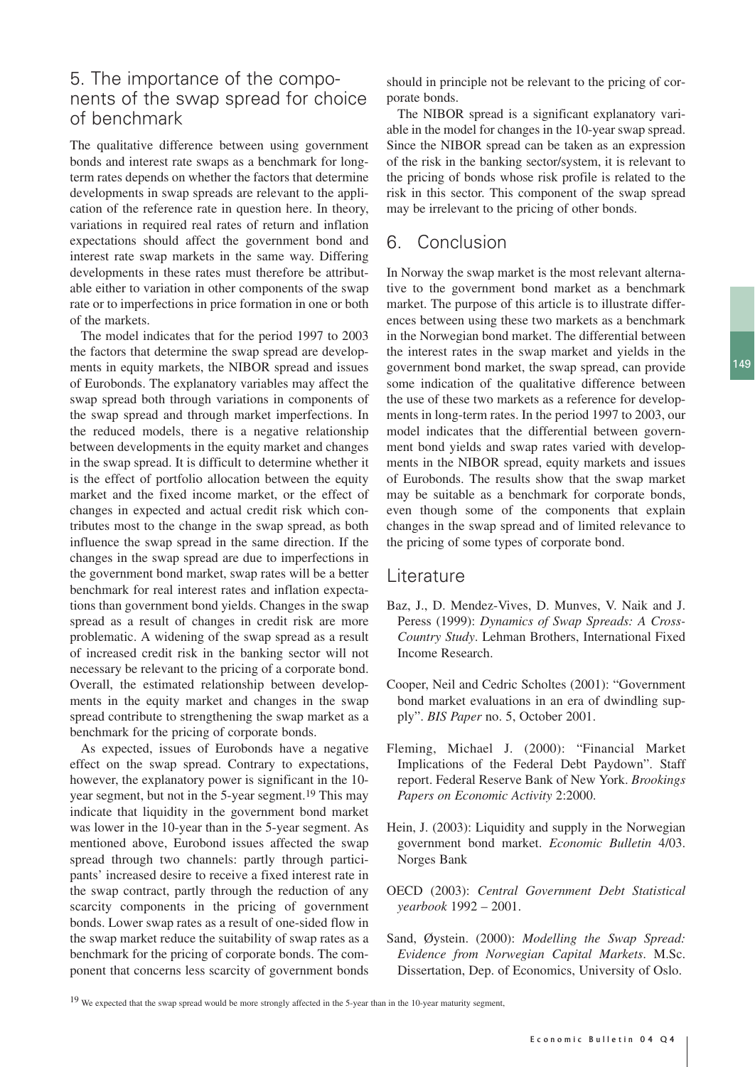## 5. The importance of the components of the swap spread for choice of benchmark

The qualitative difference between using government bonds and interest rate swaps as a benchmark for long-term rates depends on whether the factors that determine developments in swap spreads are relevant to the application of the reference rate in question here. In theory, variations in required real rates of return and inflation expectations should affect the government bond and interest rate swap markets in the same way. Differing developments in these rates must therefore be attributable either to variation in other components of the swap rate or to imperfections in price formation in one or both of the markets.

The model indicates that for the period 1997 to 2003 the factors that determine the swap spread are developments in equity markets, the NIBOR spread and issues of Eurobonds. The explanatory variables may affect the swap spread both through variations in components of the swap spread and through market imperfections. In the reduced models, there is a negative relationship between developments in the equity market and changes in the swap spread. It is difficult to determine whether it is the effect of portfolio allocation between the equity market and the fixed income market, or the effect of changes in expected and actual credit risk which contributes most to the change in the swap spread, as both influence the swap spread in the same direction. If the changes in the swap spread are due to imperfections in the government bond market, swap rates will be a better benchmark for real interest rates and inflation expectations than government bond yields. Changes in the swap spread as a result of changes in credit risk are more problematic. A widening of the swap spread as a result of increased credit risk in the banking sector will not necessary be relevant to the pricing of a corporate bond. Overall, the estimated relationship between developments in the equity market and changes in the swap spread contribute to strengthening the swap market as a benchmark for the pricing of corporate bonds.

As expected, issues of Eurobonds have a negative effect on the swap spread. Contrary to expectations, however, the explanatory power is significant in the 10-year segment, but not in the 5-year segment.[19] This may indicate that liquidity in the government bond market was lower in the 10-year than in the 5-year segment. As mentioned above, Eurobond issues affected the swap spread through two channels: partly through participants' increased desire to receive a fixed interest rate in the swap contract, partly through the reduction of any scarcity components in the pricing of government bonds. Lower swap rates as a result of one-sided flow in the swap market reduce the suitability of swap rates as a benchmark for the pricing of corporate bonds. The component that concerns less scarcity of government bonds should in principle not be relevant to the pricing of corporate bonds.

The NIBOR spread is a significant explanatory variable in the model for changes in the 10-year swap spread. Since the NIBOR spread can be taken as an expression of the risk in the banking sector/system, it is relevant to the pricing of bonds whose risk profile is related to the risk in this sector. This component of the swap spread may be irrelevant to the pricing of other bonds.

## 6. Conclusion

In Norway the swap market is the most relevant alternative to the government bond market as a benchmark market. The purpose of this article is to illustrate differences between using these two markets as a benchmark in the Norwegian bond market. The differential between the interest rates in the swap market and yields in the government bond market, the swap spread, can provide some indication of the qualitative difference between the use of these two markets as a reference for developments in long-term rates. In the period 1997 to 2003, our model indicates that the differential between government bond yields and swap rates varied with developments in the NIBOR spread, equity markets and issues of Eurobonds. The results show that the swap market may be suitable as a benchmark for corporate bonds, even though some of the components that explain changes in the swap spread and of limited relevance to the pricing of some types of corporate bond.

## Literature

Baz, J., D. Mendez-Vives, D. Munves, V. Naik and J. Peress (1999): *Dynamics of Swap Spreads: A Cross-Country Study*. Lehman Brothers, International Fixed Income Research.

Cooper, Neil and Cedric Scholtes (2001): "Government bond market evaluations in an era of dwindling supply". *BIS Paper* no. 5, October 2001.

Fleming, Michael J. (2000): "Financial Market Implications of the Federal Debt Paydown". Staff report. Federal Reserve Bank of New York. *Brookings Papers on Economic Activity* 2:2000.

Hein, J. (2003): Liquidity and supply in the Norwegian government bond market. *Economic Bulletin* 4/03. Norges Bank

OECD (2003): *Central Government Debt Statistical yearbook* 1992 – 2001.

Sand, Øystein. (2000): *Modelling the Swap Spread: Evidence from Norwegian Capital Markets*. M.Sc. Dissertation, Dep. of Economics, University of Oslo.

[19] We expected that the swap spread would be more strongly affected in the 5-year than in the 10-year maturity segment,